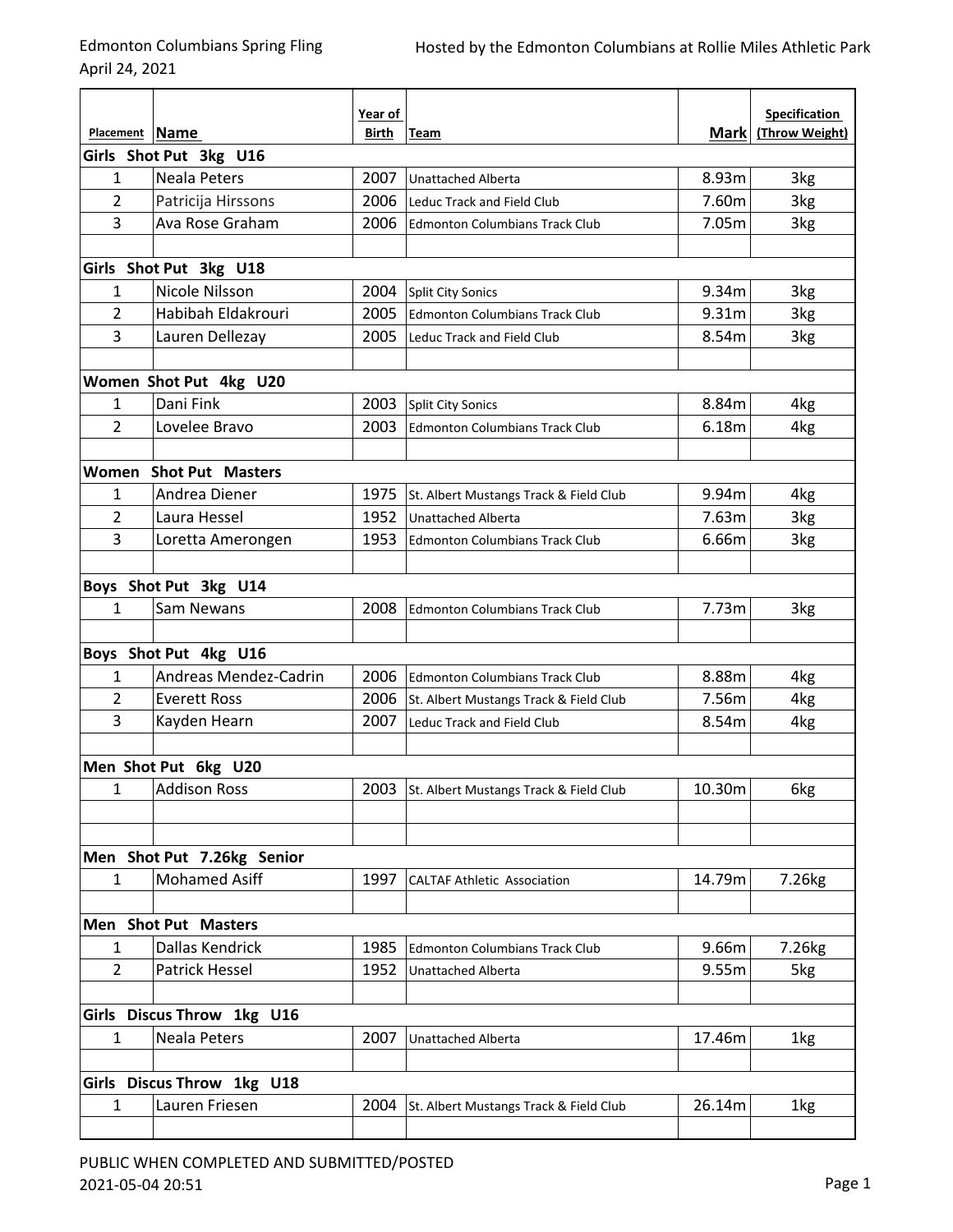Edmonton Columbians Spring Fling
April 24, 2021

Hosted by the Edmonton Columbians at Rollie Miles Athletic Park

| Placement | Name | Year of Birth | Team | Mark | Specification (Throw Weight) |
|---|---|---|---|---|---|
| **Girls Shot Put 3kg U16** | | | | | |
| 1 | Neala Peters | 2007 | Unattached Alberta | 8.93m | 3kg |
| 2 | Patricija Hirssons | 2006 | Leduc Track and Field Club | 7.60m | 3kg |
| 3 | Ava Rose Graham | 2006 | Edmonton Columbians Track Club | 7.05m | 3kg |
| **Girls Shot Put 3kg U18** | | | | | |
| 1 | Nicole Nilsson | 2004 | Split City Sonics | 9.34m | 3kg |
| 2 | Habibah Eldakrouri | 2005 | Edmonton Columbians Track Club | 9.31m | 3kg |
| 3 | Lauren Dellezay | 2005 | Leduc Track and Field Club | 8.54m | 3kg |
| **Women Shot Put 4kg U20** | | | | | |
| 1 | Dani Fink | 2003 | Split City Sonics | 8.84m | 4kg |
| 2 | Lovelee Bravo | 2003 | Edmonton Columbians Track Club | 6.18m | 4kg |
| **Women Shot Put Masters** | | | | | |
| 1 | Andrea Diener | 1975 | St. Albert Mustangs Track & Field Club | 9.94m | 4kg |
| 2 | Laura Hessel | 1952 | Unattached Alberta | 7.63m | 3kg |
| 3 | Loretta Amerongen | 1953 | Edmonton Columbians Track Club | 6.66m | 3kg |
| **Boys Shot Put 3kg U14** | | | | | |
| 1 | Sam Newans | 2008 | Edmonton Columbians Track Club | 7.73m | 3kg |
| **Boys Shot Put 4kg U16** | | | | | |
| 1 | Andreas Mendez-Cadrin | 2006 | Edmonton Columbians Track Club | 8.88m | 4kg |
| 2 | Everett Ross | 2006 | St. Albert Mustangs Track & Field Club | 7.56m | 4kg |
| 3 | Kayden Hearn | 2007 | Leduc Track and Field Club | 8.54m | 4kg |
| **Men Shot Put 6kg U20** | | | | | |
| 1 | Addison Ross | 2003 | St. Albert Mustangs Track & Field Club | 10.30m | 6kg |
| **Men Shot Put 7.26kg Senior** | | | | | |
| 1 | Mohamed Asiff | 1997 | CALTAF Athletic Association | 14.79m | 7.26kg |
| **Men Shot Put Masters** | | | | | |
| 1 | Dallas Kendrick | 1985 | Edmonton Columbians Track Club | 9.66m | 7.26kg |
| 2 | Patrick Hessel | 1952 | Unattached Alberta | 9.55m | 5kg |
| **Girls Discus Throw 1kg U16** | | | | | |
| 1 | Neala Peters | 2007 | Unattached Alberta | 17.46m | 1kg |
| **Girls Discus Throw 1kg U18** | | | | | |
| 1 | Lauren Friesen | 2004 | St. Albert Mustangs Track & Field Club | 26.14m | 1kg |

PUBLIC WHEN COMPLETED AND SUBMITTED/POSTED
2021-05-04 20:51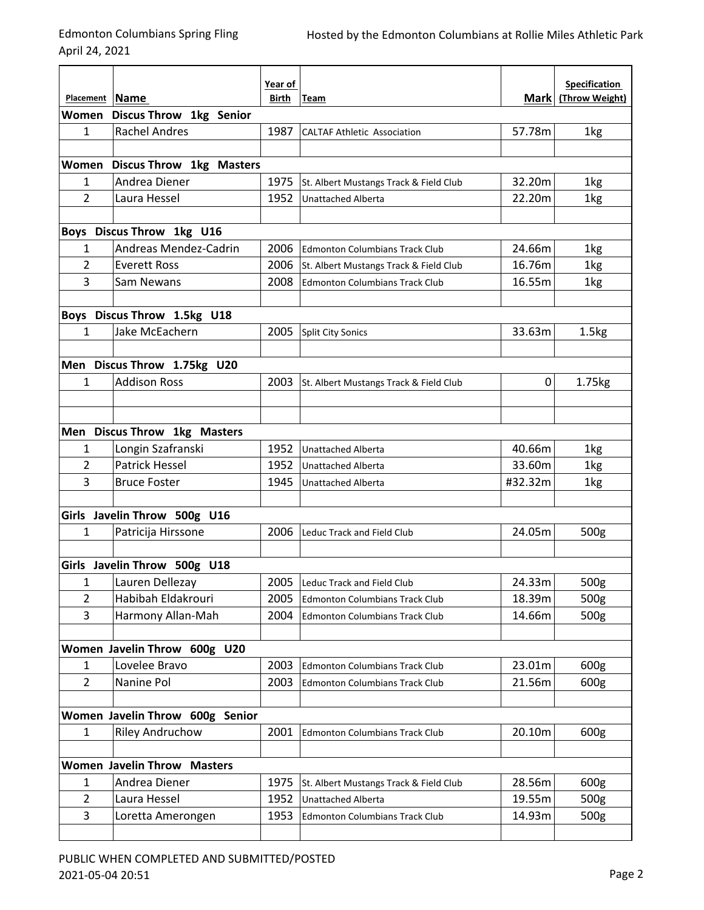Edmonton Columbians Spring Fling
April 24, 2021

Hosted by the Edmonton Columbians at Rollie Miles Athletic Park

| Placement | Name | Year of Birth | Team | Mark | Specification (Throw Weight) |
|---|---|---|---|---|---|
| **Women Discus Throw 1kg Senior** | | | | | |
| 1 | Rachel Andres | 1987 | CALTAF Athletic Association | 57.78m | 1kg |
| | | | | | |
| **Women Discus Throw 1kg Masters** | | | | | |
| 1 | Andrea Diener | 1975 | St. Albert Mustangs Track & Field Club | 32.20m | 1kg |
| 2 | Laura Hessel | 1952 | Unattached Alberta | 22.20m | 1kg |
| | | | | | |
| **Boys Discus Throw 1kg U16** | | | | | |
| 1 | Andreas Mendez-Cadrin | 2006 | Edmonton Columbians Track Club | 24.66m | 1kg |
| 2 | Everett Ross | 2006 | St. Albert Mustangs Track & Field Club | 16.76m | 1kg |
| 3 | Sam Newans | 2008 | Edmonton Columbians Track Club | 16.55m | 1kg |
| | | | | | |
| **Boys Discus Throw 1.5kg U18** | | | | | |
| 1 | Jake McEachern | 2005 | Split City Sonics | 33.63m | 1.5kg |
| | | | | | |
| **Men Discus Throw 1.75kg U20** | | | | | |
| 1 | Addison Ross | 2003 | St. Albert Mustangs Track & Field Club | 0 | 1.75kg |
| | | | | | |
| | | | | | |
| **Men Discus Throw 1kg Masters** | | | | | |
| 1 | Longin Szafranski | 1952 | Unattached Alberta | 40.66m | 1kg |
| 2 | Patrick Hessel | 1952 | Unattached Alberta | 33.60m | 1kg |
| 3 | Bruce Foster | 1945 | Unattached Alberta | #32.32m | 1kg |
| | | | | | |
| **Girls Javelin Throw 500g U16** | | | | | |
| 1 | Patricija Hirssone | 2006 | Leduc Track and Field Club | 24.05m | 500g |
| | | | | | |
| **Girls Javelin Throw 500g U18** | | | | | |
| 1 | Lauren Dellezay | 2005 | Leduc Track and Field Club | 24.33m | 500g |
| 2 | Habibah Eldakrouri | 2005 | Edmonton Columbians Track Club | 18.39m | 500g |
| 3 | Harmony Allan-Mah | 2004 | Edmonton Columbians Track Club | 14.66m | 500g |
| | | | | | |
| **Women Javelin Throw 600g U20** | | | | | |
| 1 | Lovelee Bravo | 2003 | Edmonton Columbians Track Club | 23.01m | 600g |
| 2 | Nanine Pol | 2003 | Edmonton Columbians Track Club | 21.56m | 600g |
| | | | | | |
| **Women Javelin Throw 600g Senior** | | | | | |
| 1 | Riley Andruchow | 2001 | Edmonton Columbians Track Club | 20.10m | 600g |
| | | | | | |
| **Women Javelin Throw Masters** | | | | | |
| 1 | Andrea Diener | 1975 | St. Albert Mustangs Track & Field Club | 28.56m | 600g |
| 2 | Laura Hessel | 1952 | Unattached Alberta | 19.55m | 500g |
| 3 | Loretta Amerongen | 1953 | Edmonton Columbians Track Club | 14.93m | 500g |
| | | | | | |

PUBLIC WHEN COMPLETED AND SUBMITTED/POSTED
2021-05-04 20:51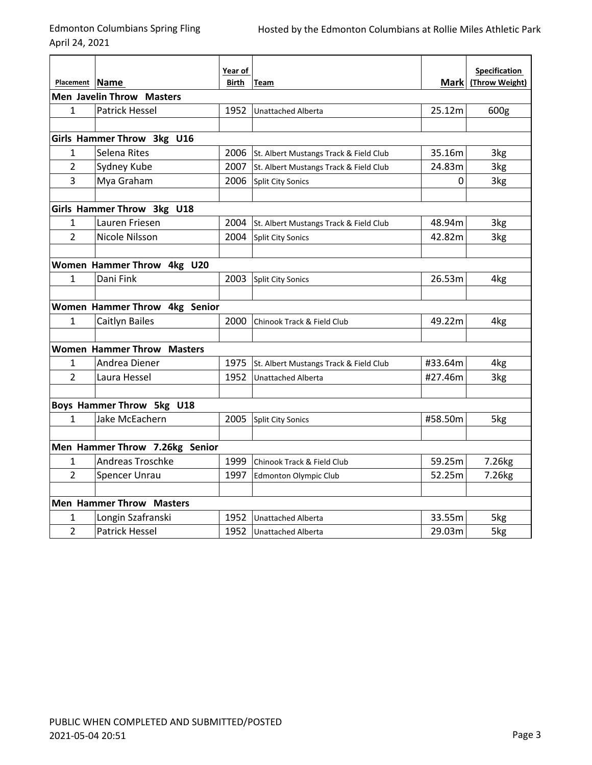Edmonton Columbians Spring Fling
April 24, 2021

Hosted by the Edmonton Columbians at Rollie Miles Athletic Park

| Placement | Name | Year of Birth | Team | Mark | Specification (Throw Weight) |
|---|---|---|---|---|---|
| **Men Javelin Throw Masters** | | | | | |
| 1 | Patrick Hessel | 1952 | Unattached Alberta | 25.12m | 600g |
| | | | | | |
| **Girls Hammer Throw 3kg U16** | | | | | |
| 1 | Selena Rites | 2006 | St. Albert Mustangs Track & Field Club | 35.16m | 3kg |
| 2 | Sydney Kube | 2007 | St. Albert Mustangs Track & Field Club | 24.83m | 3kg |
| 3 | Mya Graham | 2006 | Split City Sonics | 0 | 3kg |
| | | | | | |
| **Girls Hammer Throw 3kg U18** | | | | | |
| 1 | Lauren Friesen | 2004 | St. Albert Mustangs Track & Field Club | 48.94m | 3kg |
| 2 | Nicole Nilsson | 2004 | Split City Sonics | 42.82m | 3kg |
| | | | | | |
| **Women Hammer Throw 4kg U20** | | | | | |
| 1 | Dani Fink | 2003 | Split City Sonics | 26.53m | 4kg |
| | | | | | |
| **Women Hammer Throw 4kg Senior** | | | | | |
| 1 | Caitlyn Bailes | 2000 | Chinook Track & Field Club | 49.22m | 4kg |
| | | | | | |
| **Women Hammer Throw Masters** | | | | | |
| 1 | Andrea Diener | 1975 | St. Albert Mustangs Track & Field Club | #33.64m | 4kg |
| 2 | Laura Hessel | 1952 | Unattached Alberta | #27.46m | 3kg |
| | | | | | |
| **Boys Hammer Throw 5kg U18** | | | | | |
| 1 | Jake McEachern | 2005 | Split City Sonics | #58.50m | 5kg |
| | | | | | |
| **Men Hammer Throw 7.26kg Senior** | | | | | |
| 1 | Andreas Troschke | 1999 | Chinook Track & Field Club | 59.25m | 7.26kg |
| 2 | Spencer Unrau | 1997 | Edmonton Olympic Club | 52.25m | 7.26kg |
| | | | | | |
| **Men Hammer Throw Masters** | | | | | |
| 1 | Longin Szafranski | 1952 | Unattached Alberta | 33.55m | 5kg |
| 2 | Patrick Hessel | 1952 | Unattached Alberta | 29.03m | 5kg |

PUBLIC WHEN COMPLETED AND SUBMITTED/POSTED
2021-05-04 20:51